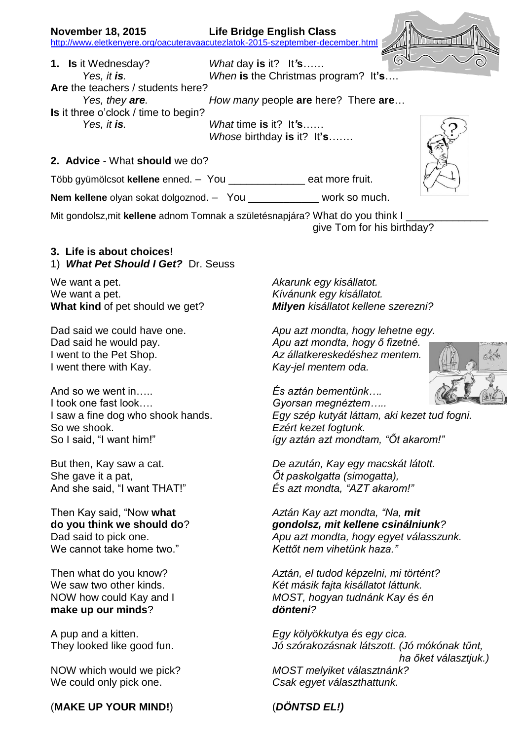**November 18, 2015** **Life Bridge English Class**

http://www.eletkenyere.org/oacuteravaacutezlatok-2015-szeptember-december.html

**1. Is** it Wednesday?
*Yes, it* ***is****.*

*What* day **is** it? It***'s****……*

*When* **is** the Christmas program? It**'s**….

**Are** the teachers / students here?
*Yes, they* ***are****.*

*How many* people **are** here? There **are**…

**Is** it three o'clock / time to begin?
*Yes, it* ***is****.*

*What* time **is** it? It***'s***……

*Whose* birthday **is** it? It**'s**…….

**2. Advice** - What **should** we do?

Több gyümölcsot **kellene** enned. – You _____________ eat more fruit.

**Nem kellene** olyan sokat dolgoznod. – You ____________ work so much.

Mit gondolsz,mit **kellene** adnom Tomnak a születésnapjára? What do you think I ______________ give Tom for his birthday?

**3. Life is about choices!**

1) ***What Pet Should I Get?*** Dr. Seuss

We want a pet.
We want a pet.
**What kind** of pet should we get?

*Akarunk egy kisállatot.*
*Kívánunk egy kisállatot.*
***Milyen*** *kisállatot kellene szerezni?*

Dad said we could have one.
Dad said he would pay.
I went to the Pet Shop.
I went there with Kay.

*Apu azt mondta, hogy lehetne egy.*
*Apu azt mondta, hogy ő fizetné.*
*Az állatkereskedéshez mentem.*
*Kay-jel mentem oda.*

And so we went in…..
I took one fast look….
I saw a fine dog who shook hands.
So we shook.
So I said, "I want him!"

*És aztán bementünk….*
*Gyorsan megnéztem…..*
*Egy szép kutyát láttam, aki kezet tud fogni.*
*Ezért kezet fogtunk.*
*így aztán azt mondtam, "Őt akarom!"*

But then, Kay saw a cat.
She gave it a pat,
And she said, "I want THAT!"

*De azután, Kay egy macskát látott.*
*Őt paskolgatta (simogatta),*
*És azt mondta, "AZT akarom!"*

Then Kay said, "Now **what do you think we should do**?
Dad said to pick one.
We cannot take home two."

*Aztán Kay azt mondta, "Na,* ***mit gondolsz, mit kellene csinálniunk****?*
*Apu azt mondta, hogy egyet válasszunk.*
*Kettőt nem vihetünk haza."*

Then what do you know?
We saw two other kinds.
NOW how could Kay and I **make up our minds**?

*Aztán, el tudod képzelni, mi történt?*
*Két másik fajta kisállatot láttunk.*
*MOST, hogyan tudnánk Kay és én* ***dönteni****?*

A pup and a kitten.
They looked like good fun.

*Egy kölyökkutya és egy cica.*
*Jó szórakozásnak látszott. (Jó mókónak tűnt, ha őket választjuk.)*

NOW which would we pick?
We could only pick one.

*MOST melyiket választnánk?*
*Csak egyet választhattunk.*

(**MAKE UP YOUR MIND!**)

(***DÖNTSD EL!)***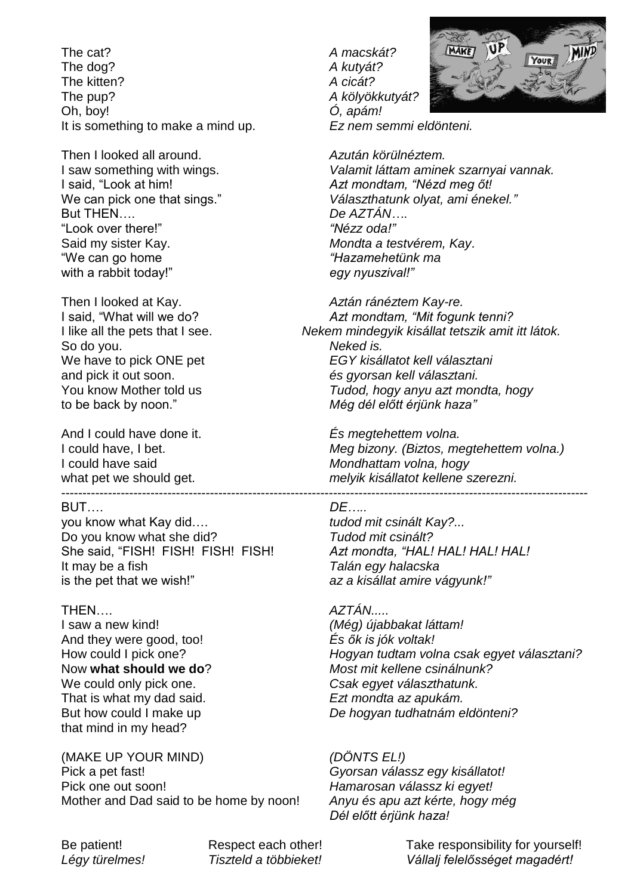The cat? — *A macskát?*
The dog? — *A kutyát?*
The kitten? — *A cicát?*
The pup? — *A kölyökkutyát?*
Oh, boy! — *Ó, apám!*
It is something to make a mind up. — *Ez nem semmi eldönteni.*

Then I looked all around. — *Azután körülnéztem.*
I saw something with wings. — *Valamit láttam aminek szarnyai vannak.*
I said, "Look at him! — *Azt mondtam, "Nézd meg őt!*
We can pick one that sings." — *Választhatunk olyat, ami énekel."*
But THEN…. — *De AZTÁN….*
"Look over there!" — *"Nézz oda!"*
Said my sister Kay. — *Mondta a testvérem, Kay.*
"We can go home — *"Hazamehetünk ma*
with a rabbit today!" — *egy nyuszival!"*

Then I looked at Kay. — *Aztán ránéztem Kay-re.*
I said, "What will we do? — *Azt mondtam, "Mit fogunk tenni?*
I like all the pets that I see. — *Nekem mindegyik kisállat tetszik amit itt látok.*
So do you. — *Neked is.*
We have to pick ONE pet — *EGY kisállatot kell választani*
and pick it out soon. — *és gyorsan kell választani.*
You know Mother told us — *Tudod, hogy anyu azt mondta, hogy*
to be back by noon." — *Még dél előtt érjünk haza"*

And I could have done it. — *És megtehettem volna.*
I could have, I bet. — *Meg bizony. (Biztos, megtehettem volna.)*
I could have said — *Mondhattam volna, hogy*
what pet we should get. — *melyik kisállatot kellene szerezni.*

---

BUT…. — *DE…..*
you know what Kay did…. — *tudod mit csinált Kay?...*
Do you know what she did? — *Tudod mit csinált?*
She said, "FISH! FISH! FISH! FISH! — *Azt mondta, "HAL! HAL! HAL! HAL!*
It may be a fish — *Talán egy halacska*
is the pet that we wish!" — *az a kisállat amire vágyunk!"*

THEN…. — *AZTÁN.....*
I saw a new kind! — *(Még) újabbakat láttam!*
And they were good, too! — *És ők is jók voltak!*
How could I pick one? — *Hogyan tudtam volna csak egyet választani?*
Now **what should we do**? — *Most mit kellene csinálnunk?*
We could only pick one. — *Csak egyet választhatunk.*
That is what my dad said. — *Ezt mondta az apukám.*
But how could I make up — *De hogyan tudhatnám eldönteni?*
that mind in my head?

(MAKE UP YOUR MIND) — *(DÖNTS EL!)*
Pick a pet fast! — *Gyorsan válassz egy kisállatot!*
Pick one out soon! — *Hamarosan válassz ki egyet!*
Mother and Dad said to be home by noon! — *Anyu és apu azt kérte, hogy még Dél előtt érjünk haza!*

Be patient! — *Légy türelmes!*
Respect each other! — *Tiszteld a többieket!*
Take responsibility for yourself! — *Vállalj felelősséget magadért!*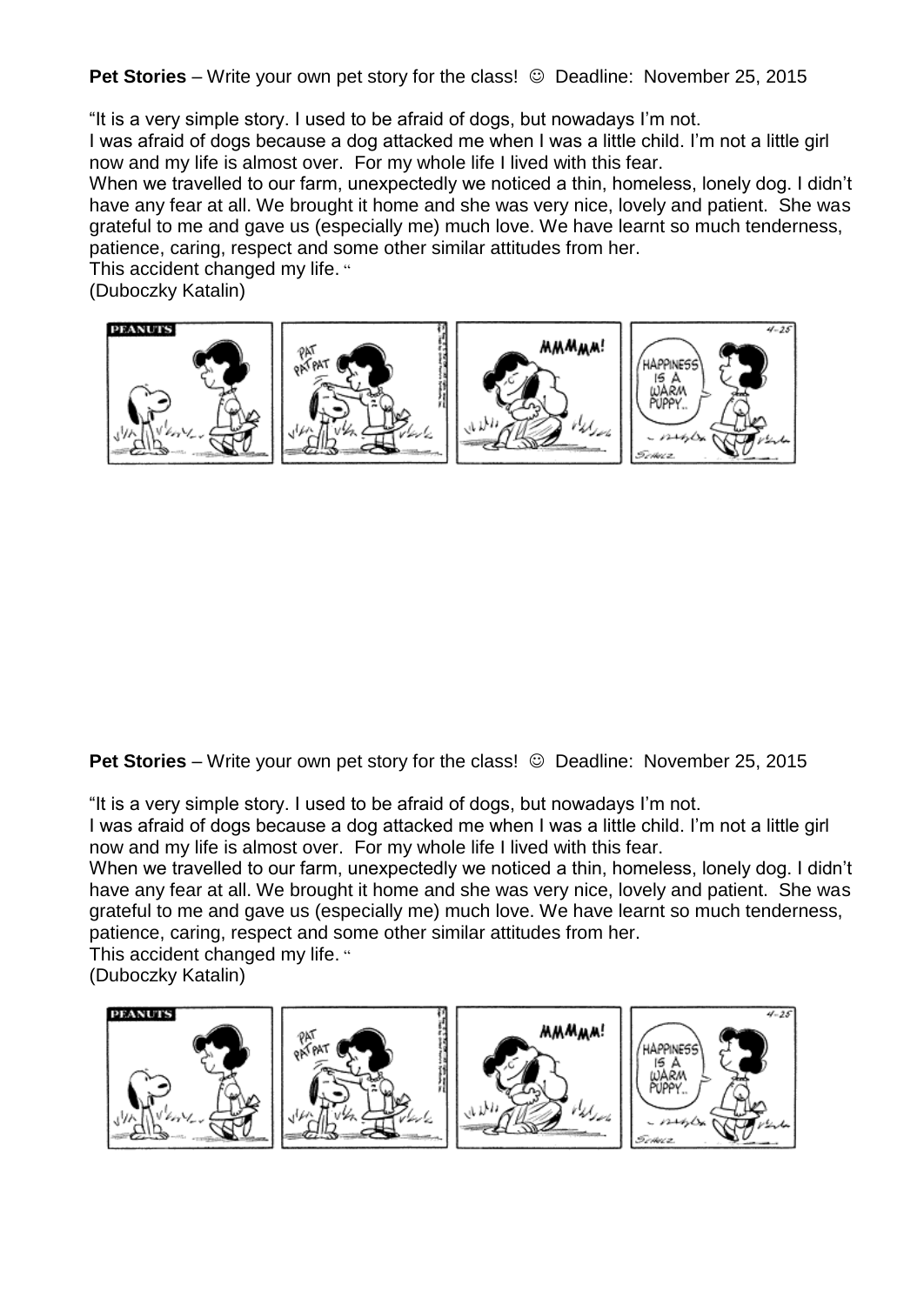**Pet Stories** – Write your own pet story for the class! ☺ Deadline: November 25, 2015

"It is a very simple story. I used to be afraid of dogs, but nowadays I'm not.
I was afraid of dogs because a dog attacked me when I was a little child. I'm not a little girl now and my life is almost over. For my whole life I lived with this fear.
When we travelled to our farm, unexpectedly we noticed a thin, homeless, lonely dog. I didn't have any fear at all. We brought it home and she was very nice, lovely and patient. She was grateful to me and gave us (especially me) much love. We have learnt so much tenderness, patience, caring, respect and some other similar attitudes from her.
This accident changed my life. "
(Duboczky Katalin)

**Pet Stories** – Write your own pet story for the class! ☺ Deadline: November 25, 2015

"It is a very simple story. I used to be afraid of dogs, but nowadays I'm not.
I was afraid of dogs because a dog attacked me when I was a little child. I'm not a little girl now and my life is almost over. For my whole life I lived with this fear.
When we travelled to our farm, unexpectedly we noticed a thin, homeless, lonely dog. I didn't have any fear at all. We brought it home and she was very nice, lovely and patient. She was grateful to me and gave us (especially me) much love. We have learnt so much tenderness, patience, caring, respect and some other similar attitudes from her.
This accident changed my life. "
(Duboczky Katalin)